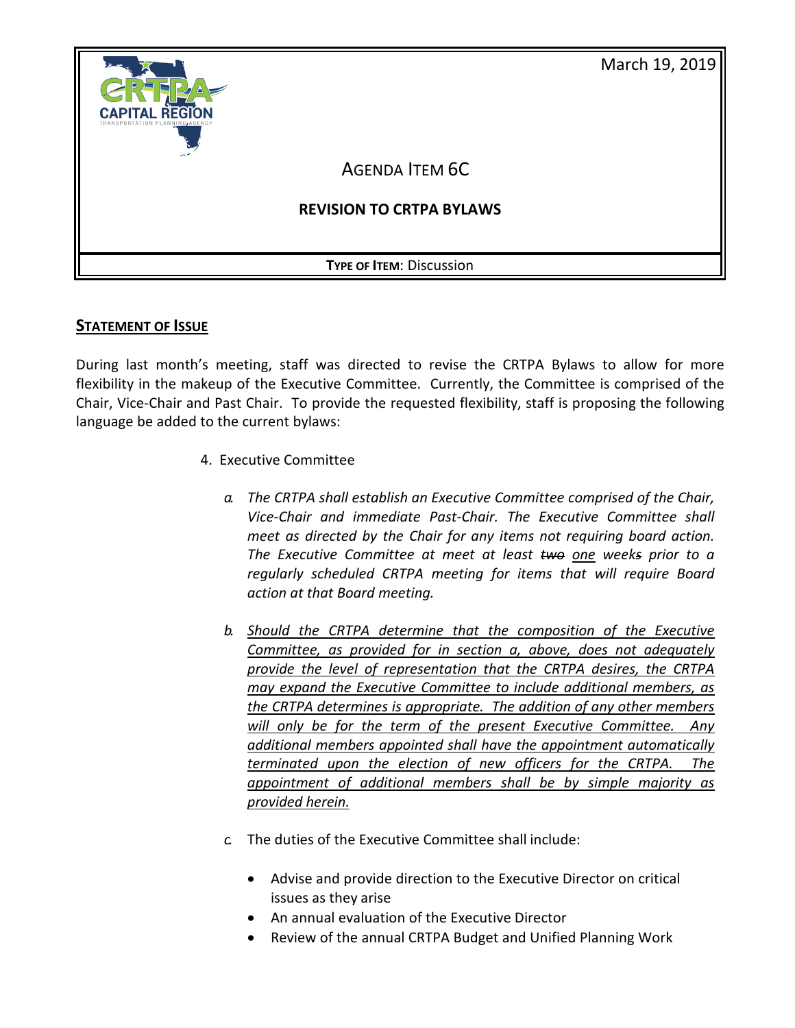March 19, 2019

AGENDA ITEM 6C

**REVISION TO CRTPA BYLAWS**

**TYPE OF ITEM**: Discussion

## STATEMENT OF ISSUE

During last month's meeting, staff was directed to revise the CRTPA Bylaws to allow for more flexibility in the makeup of the Executive Committee. Currently, the Committee is comprised of the Chair, Vice-Chair and Past Chair. To provide the requested flexibility, staff is proposing the following language be added to the current bylaws:

4. Executive Committee

   a. *The CRTPA shall establish an Executive Committee comprised of the Chair, Vice-Chair and immediate Past-Chair. The Executive Committee shall meet as directed by the Chair for any items not requiring board action. The Executive Committee at meet at least ~~two~~ <u>one</u> week~~s~~ prior to a regularly scheduled CRTPA meeting for items that will require Board action at that Board meeting.*

   b. *<u>Should the CRTPA determine that the composition of the Executive Committee, as provided for in section a, above, does not adequately provide the level of representation that the CRTPA desires, the CRTPA may expand the Executive Committee to include additional members, as the CRTPA determines is appropriate. The addition of any other members will only be for the term of the present Executive Committee. Any additional members appointed shall have the appointment automatically terminated upon the election of new officers for the CRTPA. The appointment of additional members shall be by simple majority as provided herein.</u>*

   c. The duties of the Executive Committee shall include:

      - Advise and provide direction to the Executive Director on critical issues as they arise
      - An annual evaluation of the Executive Director
      - Review of the annual CRTPA Budget and Unified Planning Work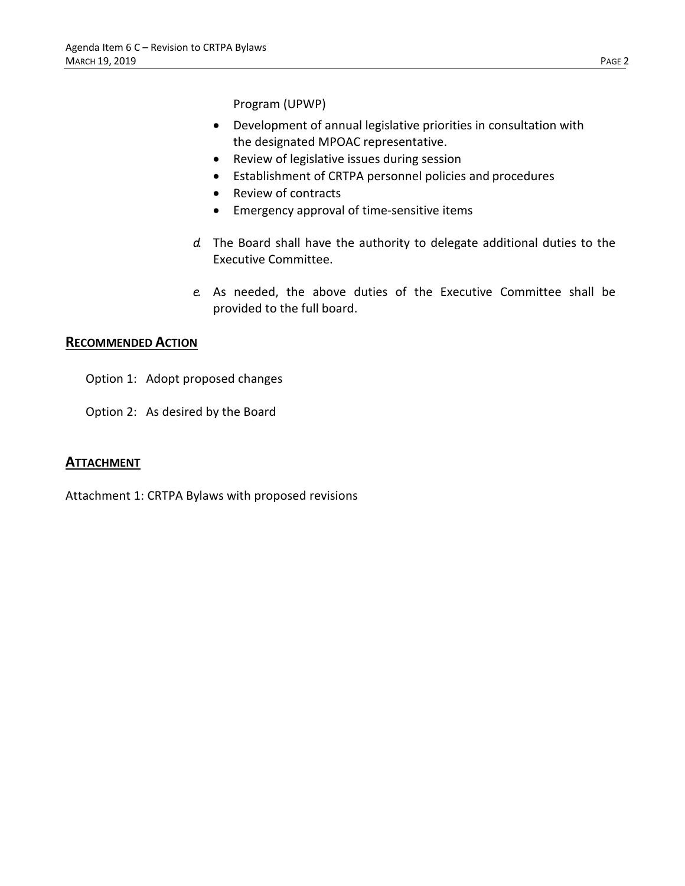Program (UPWP)

- Development of annual legislative priorities in consultation with the designated MPOAC representative.
- Review of legislative issues during session
- Establishment of CRTPA personnel policies and procedures
- Review of contracts
- Emergency approval of time-sensitive items

*d.* The Board shall have the authority to delegate additional duties to the Executive Committee.

*e.* As needed, the above duties of the Executive Committee shall be provided to the full board.

## RECOMMENDED ACTION

Option 1: Adopt proposed changes

Option 2: As desired by the Board

## ATTACHMENT

Attachment 1: CRTPA Bylaws with proposed revisions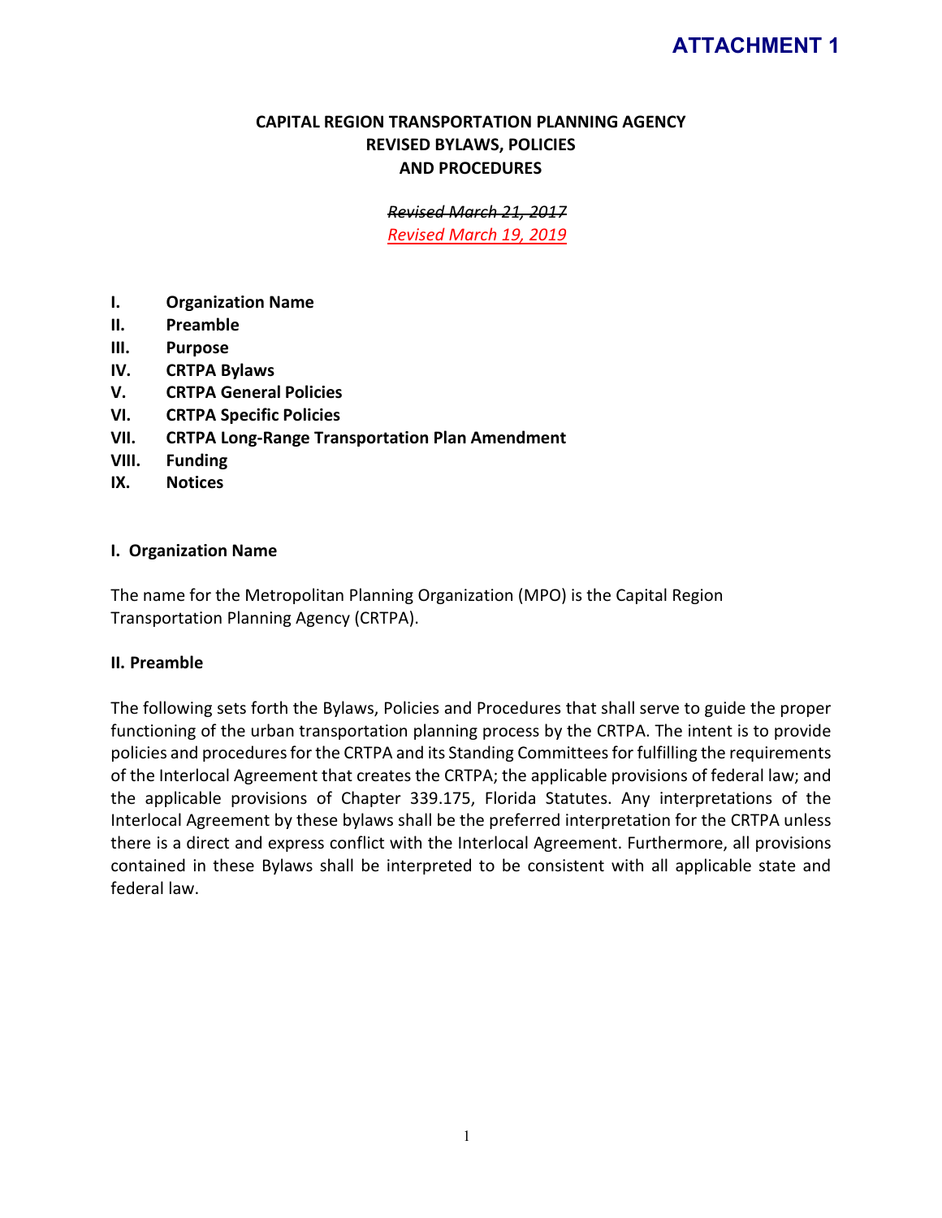**ATTACHMENT 1**

# CAPITAL REGION TRANSPORTATION PLANNING AGENCY
# REVISED BYLAWS, POLICIES
# AND PROCEDURES

~~*Revised March 21, 2017*~~

*Revised March 19, 2019*

- **I.** **Organization Name**
- **II.** **Preamble**
- **III.** **Purpose**
- **IV.** **CRTPA Bylaws**
- **V.** **CRTPA General Policies**
- **VI.** **CRTPA Specific Policies**
- **VII.** **CRTPA Long-Range Transportation Plan Amendment**
- **VIII.** **Funding**
- **IX.** **Notices**

## I. Organization Name

The name for the Metropolitan Planning Organization (MPO) is the Capital Region Transportation Planning Agency (CRTPA).

## II. Preamble

The following sets forth the Bylaws, Policies and Procedures that shall serve to guide the proper functioning of the urban transportation planning process by the CRTPA. The intent is to provide policies and procedures for the CRTPA and its Standing Committees for fulfilling the requirements of the Interlocal Agreement that creates the CRTPA; the applicable provisions of federal law; and the applicable provisions of Chapter 339.175, Florida Statutes. Any interpretations of the Interlocal Agreement by these bylaws shall be the preferred interpretation for the CRTPA unless there is a direct and express conflict with the Interlocal Agreement. Furthermore, all provisions contained in these Bylaws shall be interpreted to be consistent with all applicable state and federal law.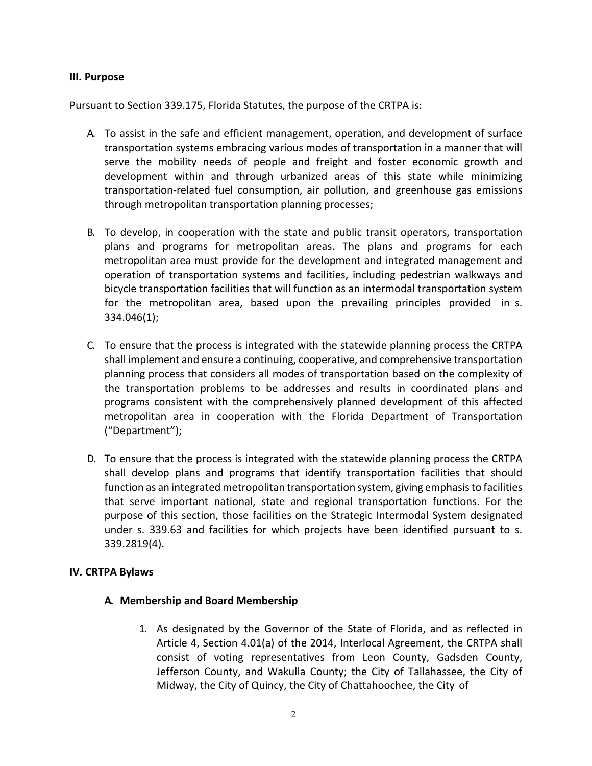**III. Purpose**

Pursuant to Section 339.175, Florida Statutes, the purpose of the CRTPA is:

A. To assist in the safe and efficient management, operation, and development of surface transportation systems embracing various modes of transportation in a manner that will serve the mobility needs of people and freight and foster economic growth and development within and through urbanized areas of this state while minimizing transportation-related fuel consumption, air pollution, and greenhouse gas emissions through metropolitan transportation planning processes;

B. To develop, in cooperation with the state and public transit operators, transportation plans and programs for metropolitan areas. The plans and programs for each metropolitan area must provide for the development and integrated management and operation of transportation systems and facilities, including pedestrian walkways and bicycle transportation facilities that will function as an intermodal transportation system for the metropolitan area, based upon the prevailing principles provided in s. 334.046(1);

C. To ensure that the process is integrated with the statewide planning process the CRTPA shall implement and ensure a continuing, cooperative, and comprehensive transportation planning process that considers all modes of transportation based on the complexity of the transportation problems to be addresses and results in coordinated plans and programs consistent with the comprehensively planned development of this affected metropolitan area in cooperation with the Florida Department of Transportation ("Department");

D. To ensure that the process is integrated with the statewide planning process the CRTPA shall develop plans and programs that identify transportation facilities that should function as an integrated metropolitan transportation system, giving emphasis to facilities that serve important national, state and regional transportation functions. For the purpose of this section, those facilities on the Strategic Intermodal System designated under s. 339.63 and facilities for which projects have been identified pursuant to s. 339.2819(4).

**IV. CRTPA Bylaws**

**A. Membership and Board Membership**

1. As designated by the Governor of the State of Florida, and as reflected in Article 4, Section 4.01(a) of the 2014, Interlocal Agreement, the CRTPA shall consist of voting representatives from Leon County, Gadsden County, Jefferson County, and Wakulla County; the City of Tallahassee, the City of Midway, the City of Quincy, the City of Chattahoochee, the City of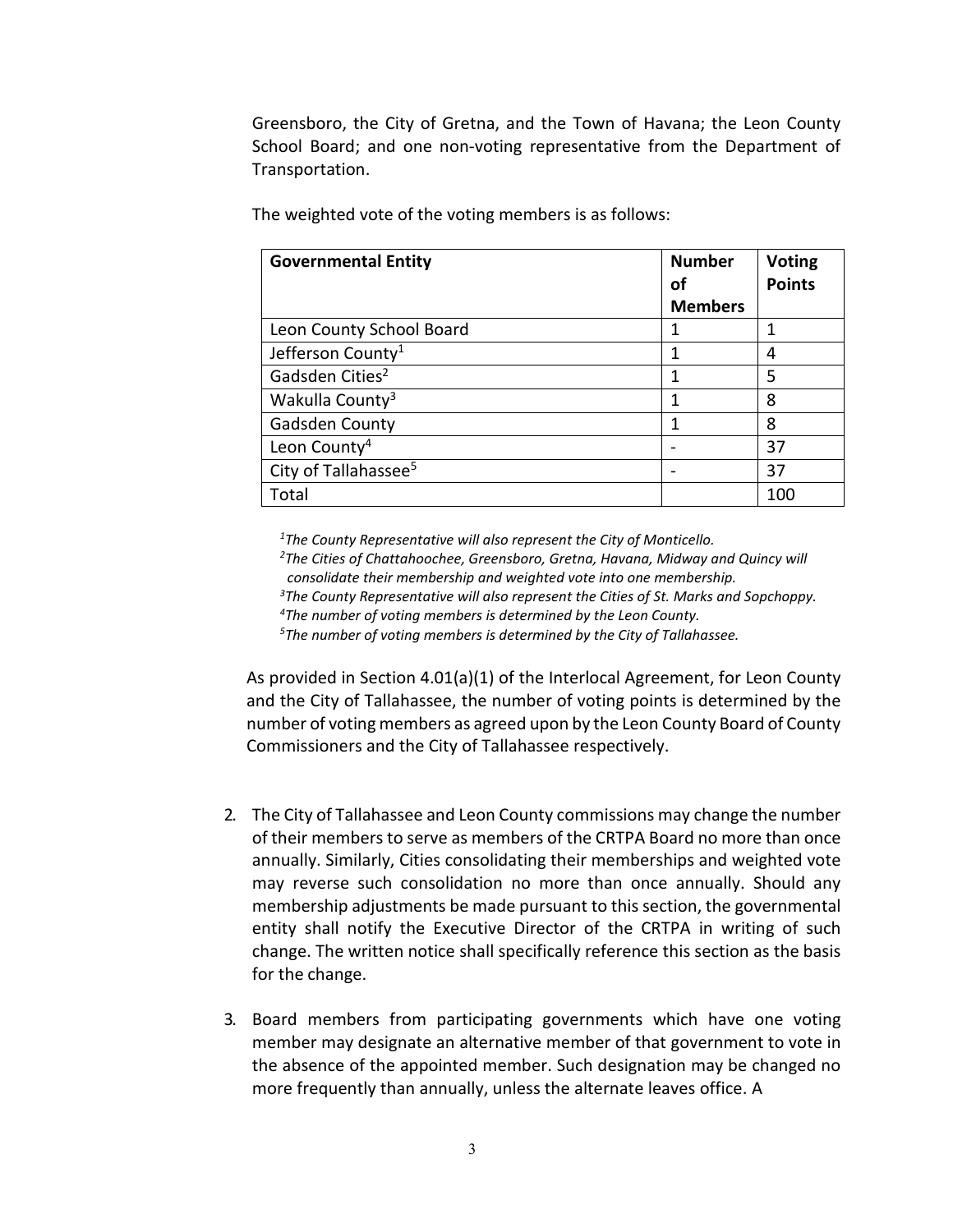Greensboro, the City of Gretna, and the Town of Havana; the Leon County School Board; and one non-voting representative from the Department of Transportation.

The weighted vote of the voting members is as follows:

| Governmental Entity | Number of Members | Voting Points |
|---|---|---|
| Leon County School Board | 1 | 1 |
| Jefferson County[1] | 1 | 4 |
| Gadsden Cities[2] | 1 | 5 |
| Wakulla County[3] | 1 | 8 |
| Gadsden County | 1 | 8 |
| Leon County[4] | - | 37 |
| City of Tallahassee[5] | - | 37 |
| Total | | 100 |

*[1]The County Representative will also represent the City of Monticello.*
*[2]The Cities of Chattahoochee, Greensboro, Gretna, Havana, Midway and Quincy will consolidate their membership and weighted vote into one membership.*
*[3]The County Representative will also represent the Cities of St. Marks and Sopchoppy.*
*[4]The number of voting members is determined by the Leon County.*
*[5]The number of voting members is determined by the City of Tallahassee.*

As provided in Section 4.01(a)(1) of the Interlocal Agreement, for Leon County and the City of Tallahassee, the number of voting points is determined by the number of voting members as agreed upon by the Leon County Board of County Commissioners and the City of Tallahassee respectively.

2. The City of Tallahassee and Leon County commissions may change the number of their members to serve as members of the CRTPA Board no more than once annually. Similarly, Cities consolidating their memberships and weighted vote may reverse such consolidation no more than once annually. Should any membership adjustments be made pursuant to this section, the governmental entity shall notify the Executive Director of the CRTPA in writing of such change. The written notice shall specifically reference this section as the basis for the change.

3. Board members from participating governments which have one voting member may designate an alternative member of that government to vote in the absence of the appointed member. Such designation may be changed no more frequently than annually, unless the alternate leaves office. A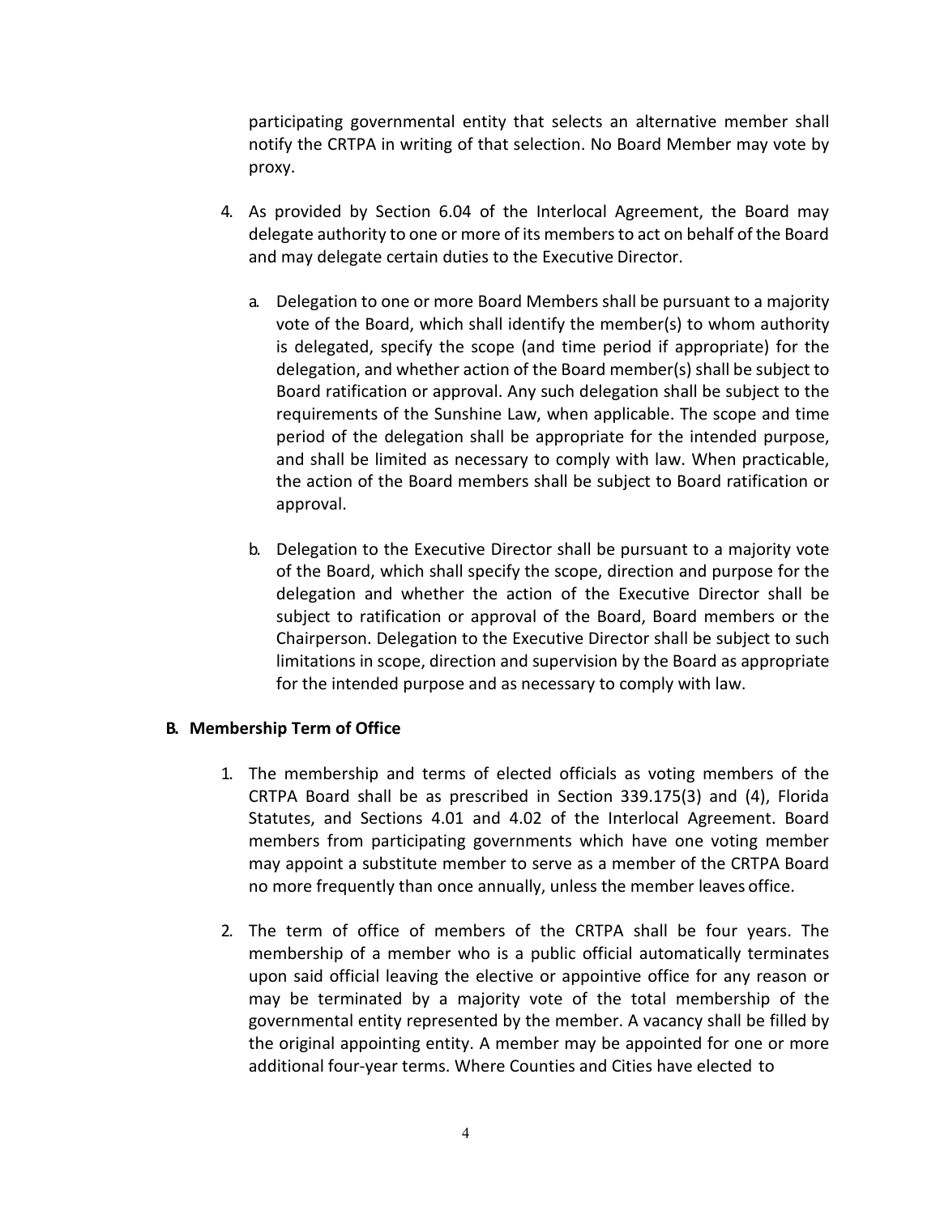participating governmental entity that selects an alternative member shall notify the CRTPA in writing of that selection. No Board Member may vote by proxy.

4. As provided by Section 6.04 of the Interlocal Agreement, the Board may delegate authority to one or more of its members to act on behalf of the Board and may delegate certain duties to the Executive Director.

   a. Delegation to one or more Board Members shall be pursuant to a majority vote of the Board, which shall identify the member(s) to whom authority is delegated, specify the scope (and time period if appropriate) for the delegation, and whether action of the Board member(s) shall be subject to Board ratification or approval. Any such delegation shall be subject to the requirements of the Sunshine Law, when applicable. The scope and time period of the delegation shall be appropriate for the intended purpose, and shall be limited as necessary to comply with law. When practicable, the action of the Board members shall be subject to Board ratification or approval.

   b. Delegation to the Executive Director shall be pursuant to a majority vote of the Board, which shall specify the scope, direction and purpose for the delegation and whether the action of the Executive Director shall be subject to ratification or approval of the Board, Board members or the Chairperson. Delegation to the Executive Director shall be subject to such limitations in scope, direction and supervision by the Board as appropriate for the intended purpose and as necessary to comply with law.

**B. Membership Term of Office**

1. The membership and terms of elected officials as voting members of the CRTPA Board shall be as prescribed in Section 339.175(3) and (4), Florida Statutes, and Sections 4.01 and 4.02 of the Interlocal Agreement. Board members from participating governments which have one voting member may appoint a substitute member to serve as a member of the CRTPA Board no more frequently than once annually, unless the member leaves office.

2. The term of office of members of the CRTPA shall be four years. The membership of a member who is a public official automatically terminates upon said official leaving the elective or appointive office for any reason or may be terminated by a majority vote of the total membership of the governmental entity represented by the member. A vacancy shall be filled by the original appointing entity. A member may be appointed for one or more additional four-year terms. Where Counties and Cities have elected to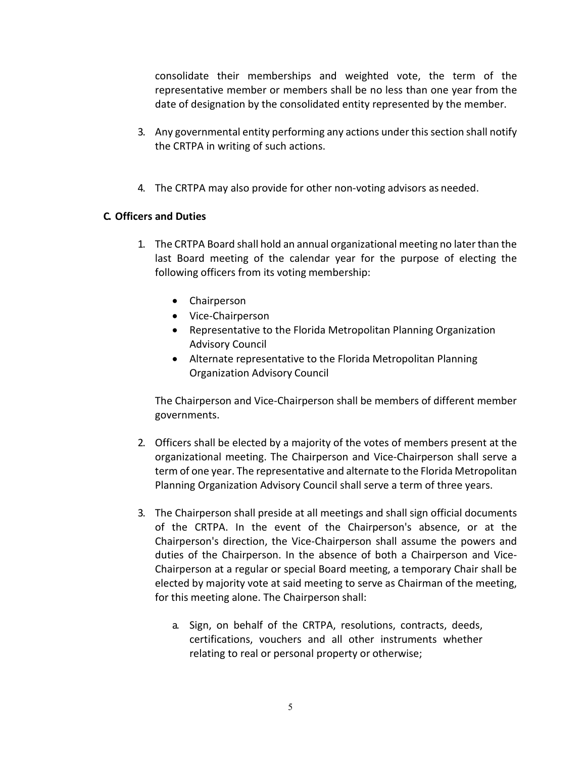consolidate their memberships and weighted vote, the term of the representative member or members shall be no less than one year from the date of designation by the consolidated entity represented by the member.

3. Any governmental entity performing any actions under this section shall notify the CRTPA in writing of such actions.

4. The CRTPA may also provide for other non-voting advisors as needed.

**C. Officers and Duties**

1. The CRTPA Board shall hold an annual organizational meeting no later than the last Board meeting of the calendar year for the purpose of electing the following officers from its voting membership:

   - Chairperson
   - Vice-Chairperson
   - Representative to the Florida Metropolitan Planning Organization Advisory Council
   - Alternate representative to the Florida Metropolitan Planning Organization Advisory Council

   The Chairperson and Vice-Chairperson shall be members of different member governments.

2. Officers shall be elected by a majority of the votes of members present at the organizational meeting. The Chairperson and Vice-Chairperson shall serve a term of one year. The representative and alternate to the Florida Metropolitan Planning Organization Advisory Council shall serve a term of three years.

3. The Chairperson shall preside at all meetings and shall sign official documents of the CRTPA. In the event of the Chairperson's absence, or at the Chairperson's direction, the Vice-Chairperson shall assume the powers and duties of the Chairperson. In the absence of both a Chairperson and Vice-Chairperson at a regular or special Board meeting, a temporary Chair shall be elected by majority vote at said meeting to serve as Chairman of the meeting, for this meeting alone. The Chairperson shall:

   a. Sign, on behalf of the CRTPA, resolutions, contracts, deeds, certifications, vouchers and all other instruments whether relating to real or personal property or otherwise;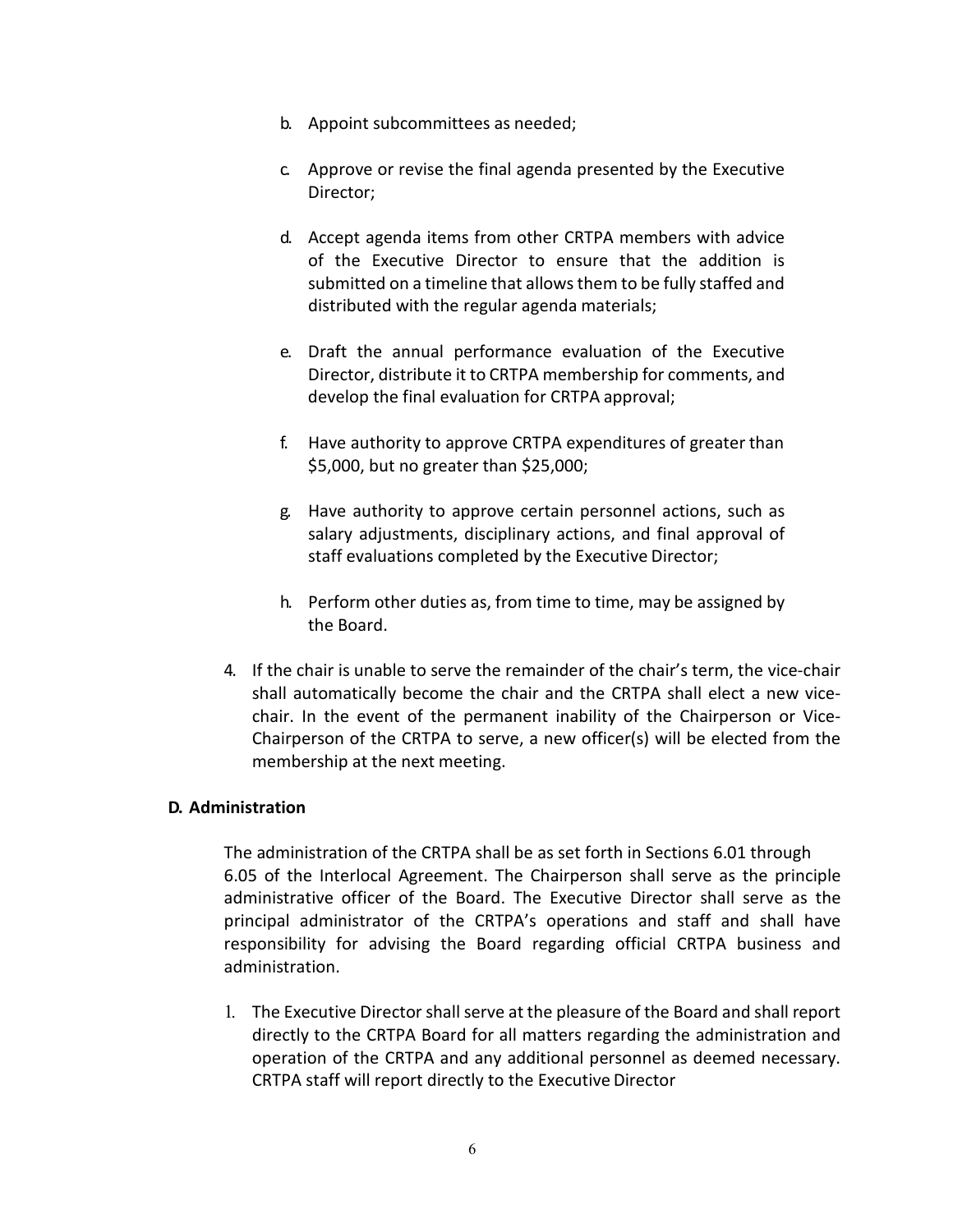b. Appoint subcommittees as needed;

c. Approve or revise the final agenda presented by the Executive Director;

d. Accept agenda items from other CRTPA members with advice of the Executive Director to ensure that the addition is submitted on a timeline that allows them to be fully staffed and distributed with the regular agenda materials;

e. Draft the annual performance evaluation of the Executive Director, distribute it to CRTPA membership for comments, and develop the final evaluation for CRTPA approval;

f. Have authority to approve CRTPA expenditures of greater than $5,000, but no greater than $25,000;

g. Have authority to approve certain personnel actions, such as salary adjustments, disciplinary actions, and final approval of staff evaluations completed by the Executive Director;

h. Perform other duties as, from time to time, may be assigned by the Board.

4. If the chair is unable to serve the remainder of the chair's term, the vice-chair shall automatically become the chair and the CRTPA shall elect a new vice-chair. In the event of the permanent inability of the Chairperson or Vice-Chairperson of the CRTPA to serve, a new officer(s) will be elected from the membership at the next meeting.

**D. Administration**

The administration of the CRTPA shall be as set forth in Sections 6.01 through 6.05 of the Interlocal Agreement. The Chairperson shall serve as the principle administrative officer of the Board. The Executive Director shall serve as the principal administrator of the CRTPA's operations and staff and shall have responsibility for advising the Board regarding official CRTPA business and administration.

1. The Executive Director shall serve at the pleasure of the Board and shall report directly to the CRTPA Board for all matters regarding the administration and operation of the CRTPA and any additional personnel as deemed necessary. CRTPA staff will report directly to the Executive Director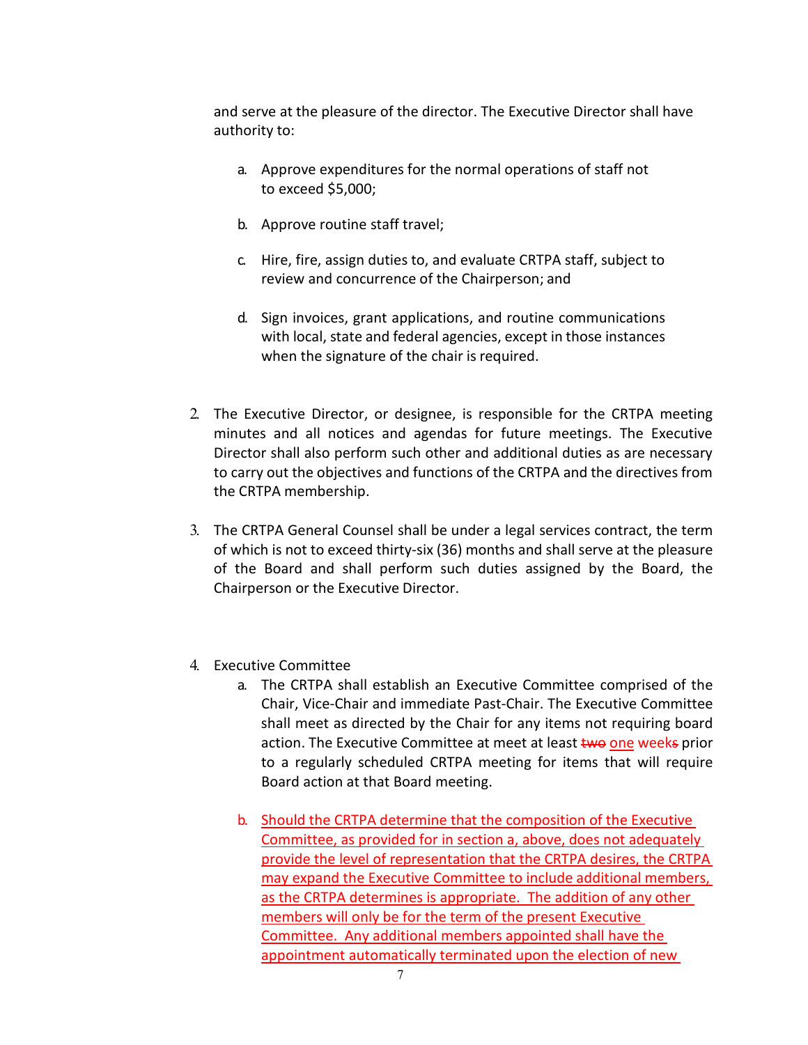and serve at the pleasure of the director. The Executive Director shall have authority to:

a. Approve expenditures for the normal operations of staff not to exceed $5,000;

b. Approve routine staff travel;

c. Hire, fire, assign duties to, and evaluate CRTPA staff, subject to review and concurrence of the Chairperson; and

d. Sign invoices, grant applications, and routine communications with local, state and federal agencies, except in those instances when the signature of the chair is required.

2. The Executive Director, or designee, is responsible for the CRTPA meeting minutes and all notices and agendas for future meetings. The Executive Director shall also perform such other and additional duties as are necessary to carry out the objectives and functions of the CRTPA and the directives from the CRTPA membership.

3. The CRTPA General Counsel shall be under a legal services contract, the term of which is not to exceed thirty-six (36) months and shall serve at the pleasure of the Board and shall perform such duties assigned by the Board, the Chairperson or the Executive Director.

4. Executive Committee

   a. The CRTPA shall establish an Executive Committee comprised of the Chair, Vice-Chair and immediate Past-Chair. The Executive Committee shall meet as directed by the Chair for any items not requiring board action. The Executive Committee at meet at least ~~two~~ one weeks prior to a regularly scheduled CRTPA meeting for items that will require Board action at that Board meeting.

   b. Should the CRTPA determine that the composition of the Executive Committee, as provided for in section a, above, does not adequately provide the level of representation that the CRTPA desires, the CRTPA may expand the Executive Committee to include additional members, as the CRTPA determines is appropriate. The addition of any other members will only be for the term of the present Executive Committee. Any additional members appointed shall have the appointment automatically terminated upon the election of new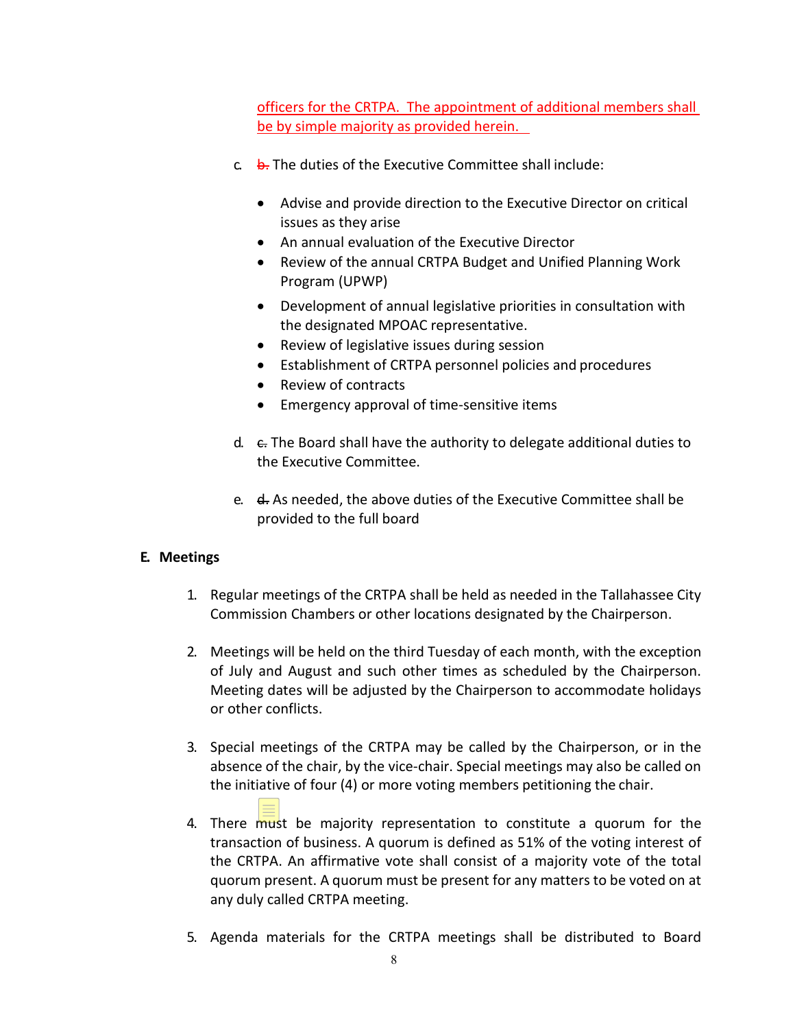officers for the CRTPA. The appointment of additional members shall be by simple majority as provided herein.

c. ~~b.~~ The duties of the Executive Committee shall include:

- Advise and provide direction to the Executive Director on critical issues as they arise
- An annual evaluation of the Executive Director
- Review of the annual CRTPA Budget and Unified Planning Work Program (UPWP)
- Development of annual legislative priorities in consultation with the designated MPOAC representative.
- Review of legislative issues during session
- Establishment of CRTPA personnel policies and procedures
- Review of contracts
- Emergency approval of time-sensitive items

d. ~~c.~~ The Board shall have the authority to delegate additional duties to the Executive Committee.

e. ~~d.~~ As needed, the above duties of the Executive Committee shall be provided to the full board

**E. Meetings**

1. Regular meetings of the CRTPA shall be held as needed in the Tallahassee City Commission Chambers or other locations designated by the Chairperson.

2. Meetings will be held on the third Tuesday of each month, with the exception of July and August and such other times as scheduled by the Chairperson. Meeting dates will be adjusted by the Chairperson to accommodate holidays or other conflicts.

3. Special meetings of the CRTPA may be called by the Chairperson, or in the absence of the chair, by the vice-chair. Special meetings may also be called on the initiative of four (4) or more voting members petitioning the chair.

4. There must be majority representation to constitute a quorum for the transaction of business. A quorum is defined as 51% of the voting interest of the CRTPA. An affirmative vote shall consist of a majority vote of the total quorum present. A quorum must be present for any matters to be voted on at any duly called CRTPA meeting.

5. Agenda materials for the CRTPA meetings shall be distributed to Board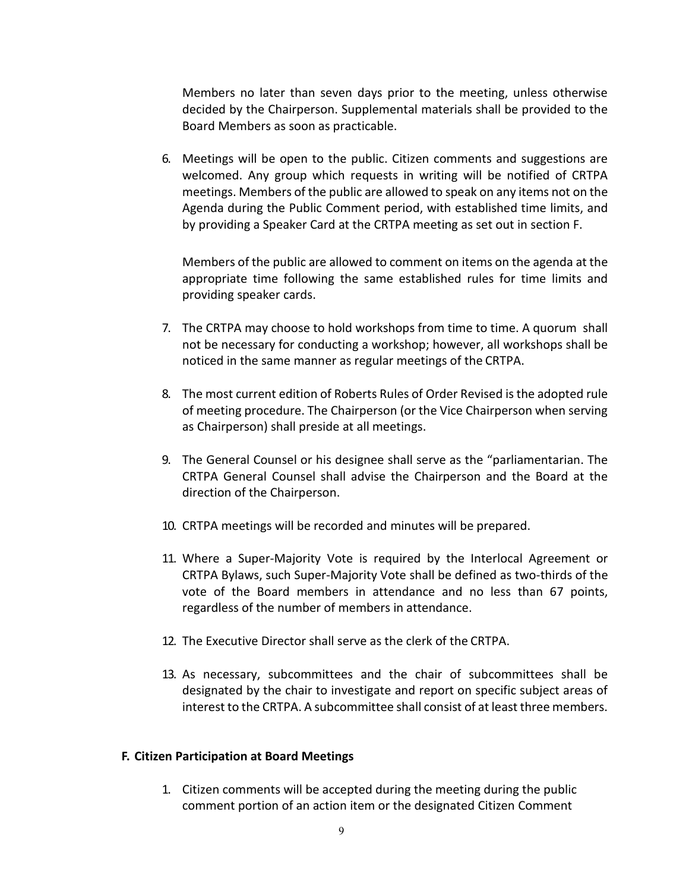Members no later than seven days prior to the meeting, unless otherwise decided by the Chairperson. Supplemental materials shall be provided to the Board Members as soon as practicable.

6. Meetings will be open to the public. Citizen comments and suggestions are welcomed. Any group which requests in writing will be notified of CRTPA meetings. Members of the public are allowed to speak on any items not on the Agenda during the Public Comment period, with established time limits, and by providing a Speaker Card at the CRTPA meeting as set out in section F.

   Members of the public are allowed to comment on items on the agenda at the appropriate time following the same established rules for time limits and providing speaker cards.

7. The CRTPA may choose to hold workshops from time to time. A quorum shall not be necessary for conducting a workshop; however, all workshops shall be noticed in the same manner as regular meetings of the CRTPA.

8. The most current edition of Roberts Rules of Order Revised is the adopted rule of meeting procedure. The Chairperson (or the Vice Chairperson when serving as Chairperson) shall preside at all meetings.

9. The General Counsel or his designee shall serve as the "parliamentarian. The CRTPA General Counsel shall advise the Chairperson and the Board at the direction of the Chairperson.

10. CRTPA meetings will be recorded and minutes will be prepared.

11. Where a Super-Majority Vote is required by the Interlocal Agreement or CRTPA Bylaws, such Super-Majority Vote shall be defined as two-thirds of the vote of the Board members in attendance and no less than 67 points, regardless of the number of members in attendance.

12. The Executive Director shall serve as the clerk of the CRTPA.

13. As necessary, subcommittees and the chair of subcommittees shall be designated by the chair to investigate and report on specific subject areas of interest to the CRTPA. A subcommittee shall consist of at least three members.

### F. Citizen Participation at Board Meetings

1. Citizen comments will be accepted during the meeting during the public comment portion of an action item or the designated Citizen Comment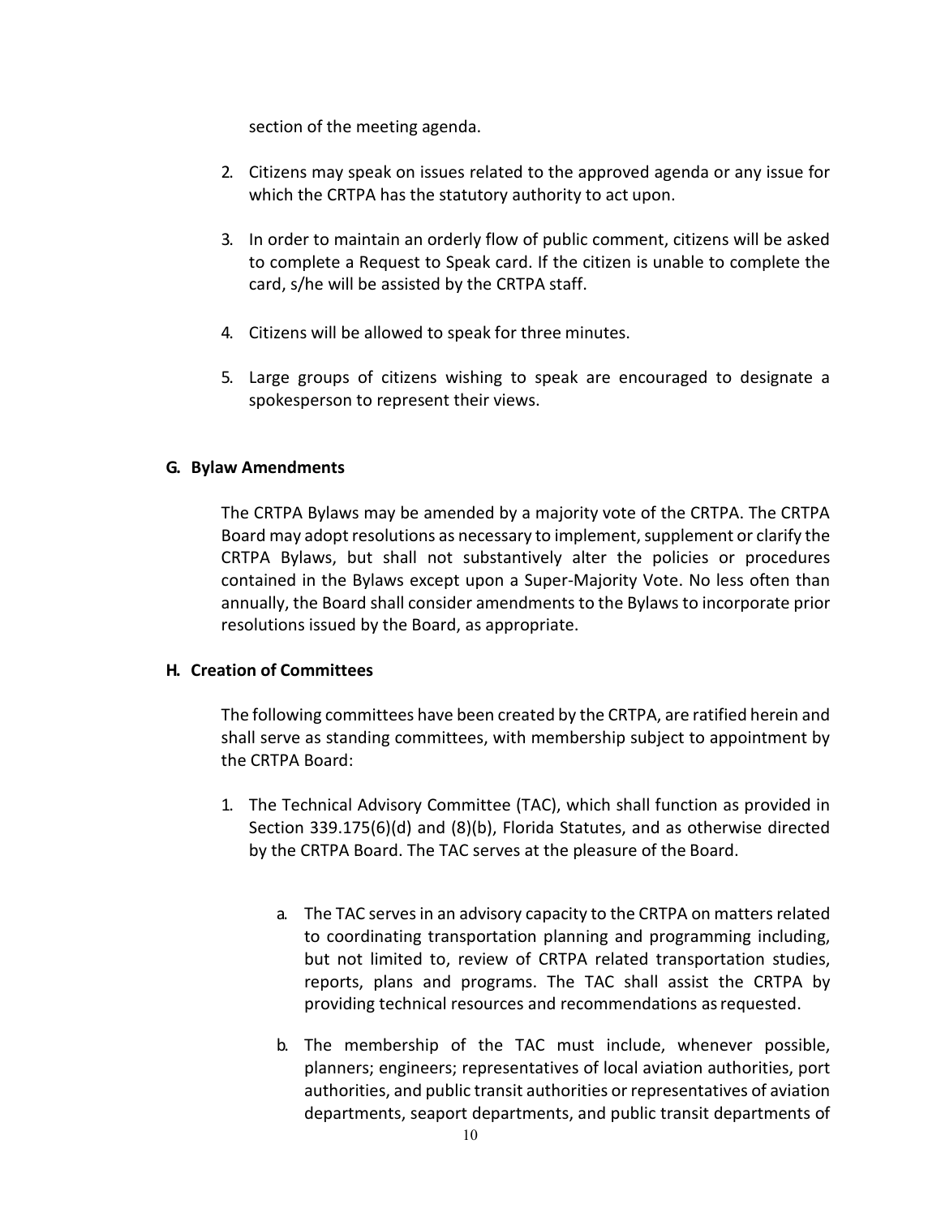section of the meeting agenda.

2. Citizens may speak on issues related to the approved agenda or any issue for which the CRTPA has the statutory authority to act upon.

3. In order to maintain an orderly flow of public comment, citizens will be asked to complete a Request to Speak card. If the citizen is unable to complete the card, s/he will be assisted by the CRTPA staff.

4. Citizens will be allowed to speak for three minutes.

5. Large groups of citizens wishing to speak are encouraged to designate a spokesperson to represent their views.

### G. Bylaw Amendments

The CRTPA Bylaws may be amended by a majority vote of the CRTPA. The CRTPA Board may adopt resolutions as necessary to implement, supplement or clarify the CRTPA Bylaws, but shall not substantively alter the policies or procedures contained in the Bylaws except upon a Super-Majority Vote. No less often than annually, the Board shall consider amendments to the Bylaws to incorporate prior resolutions issued by the Board, as appropriate.

### H. Creation of Committees

The following committees have been created by the CRTPA, are ratified herein and shall serve as standing committees, with membership subject to appointment by the CRTPA Board:

1. The Technical Advisory Committee (TAC), which shall function as provided in Section 339.175(6)(d) and (8)(b), Florida Statutes, and as otherwise directed by the CRTPA Board. The TAC serves at the pleasure of the Board.

   a. The TAC serves in an advisory capacity to the CRTPA on matters related to coordinating transportation planning and programming including, but not limited to, review of CRTPA related transportation studies, reports, plans and programs. The TAC shall assist the CRTPA by providing technical resources and recommendations as requested.

   b. The membership of the TAC must include, whenever possible, planners; engineers; representatives of local aviation authorities, port authorities, and public transit authorities or representatives of aviation departments, seaport departments, and public transit departments of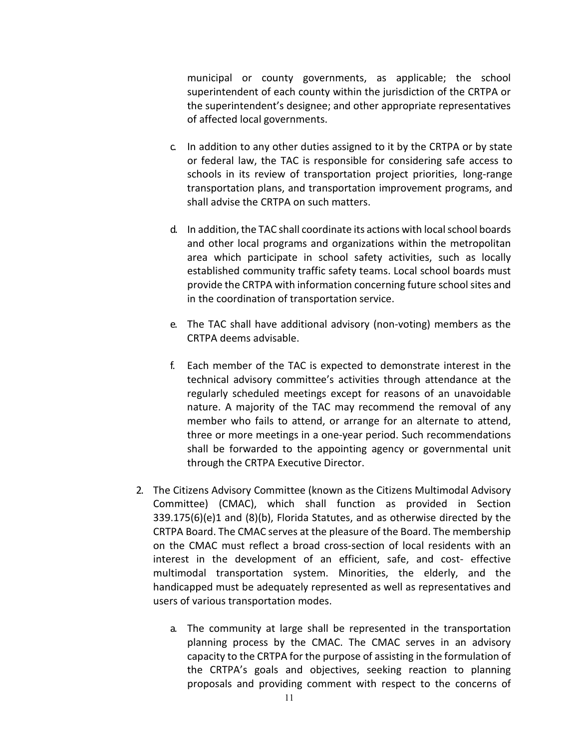municipal or county governments, as applicable; the school superintendent of each county within the jurisdiction of the CRTPA or the superintendent's designee; and other appropriate representatives of affected local governments.

c. In addition to any other duties assigned to it by the CRTPA or by state or federal law, the TAC is responsible for considering safe access to schools in its review of transportation project priorities, long-range transportation plans, and transportation improvement programs, and shall advise the CRTPA on such matters.

d. In addition, the TAC shall coordinate its actions with local school boards and other local programs and organizations within the metropolitan area which participate in school safety activities, such as locally established community traffic safety teams. Local school boards must provide the CRTPA with information concerning future school sites and in the coordination of transportation service.

e. The TAC shall have additional advisory (non-voting) members as the CRTPA deems advisable.

f. Each member of the TAC is expected to demonstrate interest in the technical advisory committee's activities through attendance at the regularly scheduled meetings except for reasons of an unavoidable nature. A majority of the TAC may recommend the removal of any member who fails to attend, or arrange for an alternate to attend, three or more meetings in a one-year period. Such recommendations shall be forwarded to the appointing agency or governmental unit through the CRTPA Executive Director.

2. The Citizens Advisory Committee (known as the Citizens Multimodal Advisory Committee) (CMAC), which shall function as provided in Section 339.175(6)(e)1 and (8)(b), Florida Statutes, and as otherwise directed by the CRTPA Board. The CMAC serves at the pleasure of the Board. The membership on the CMAC must reflect a broad cross-section of local residents with an interest in the development of an efficient, safe, and cost- effective multimodal transportation system. Minorities, the elderly, and the handicapped must be adequately represented as well as representatives and users of various transportation modes.

   a. The community at large shall be represented in the transportation planning process by the CMAC. The CMAC serves in an advisory capacity to the CRTPA for the purpose of assisting in the formulation of the CRTPA's goals and objectives, seeking reaction to planning proposals and providing comment with respect to the concerns of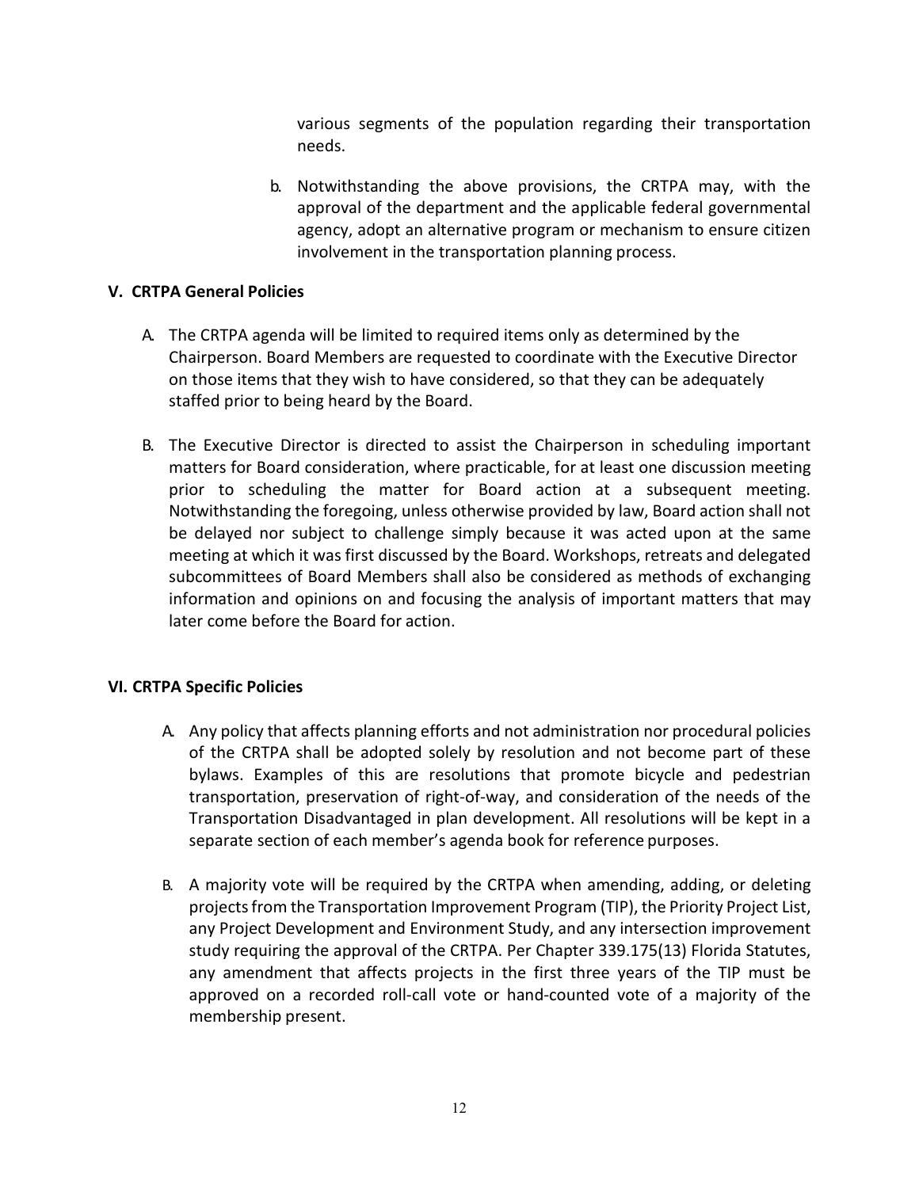various segments of the population regarding their transportation needs.

b. Notwithstanding the above provisions, the CRTPA may, with the approval of the department and the applicable federal governmental agency, adopt an alternative program or mechanism to ensure citizen involvement in the transportation planning process.

## V. CRTPA General Policies

A. The CRTPA agenda will be limited to required items only as determined by the Chairperson. Board Members are requested to coordinate with the Executive Director on those items that they wish to have considered, so that they can be adequately staffed prior to being heard by the Board.

B. The Executive Director is directed to assist the Chairperson in scheduling important matters for Board consideration, where practicable, for at least one discussion meeting prior to scheduling the matter for Board action at a subsequent meeting. Notwithstanding the foregoing, unless otherwise provided by law, Board action shall not be delayed nor subject to challenge simply because it was acted upon at the same meeting at which it was first discussed by the Board. Workshops, retreats and delegated subcommittees of Board Members shall also be considered as methods of exchanging information and opinions on and focusing the analysis of important matters that may later come before the Board for action.

## VI. CRTPA Specific Policies

A. Any policy that affects planning efforts and not administration nor procedural policies of the CRTPA shall be adopted solely by resolution and not become part of these bylaws. Examples of this are resolutions that promote bicycle and pedestrian transportation, preservation of right-of-way, and consideration of the needs of the Transportation Disadvantaged in plan development. All resolutions will be kept in a separate section of each member's agenda book for reference purposes.

B. A majority vote will be required by the CRTPA when amending, adding, or deleting projects from the Transportation Improvement Program (TIP), the Priority Project List, any Project Development and Environment Study, and any intersection improvement study requiring the approval of the CRTPA. Per Chapter 339.175(13) Florida Statutes, any amendment that affects projects in the first three years of the TIP must be approved on a recorded roll-call vote or hand-counted vote of a majority of the membership present.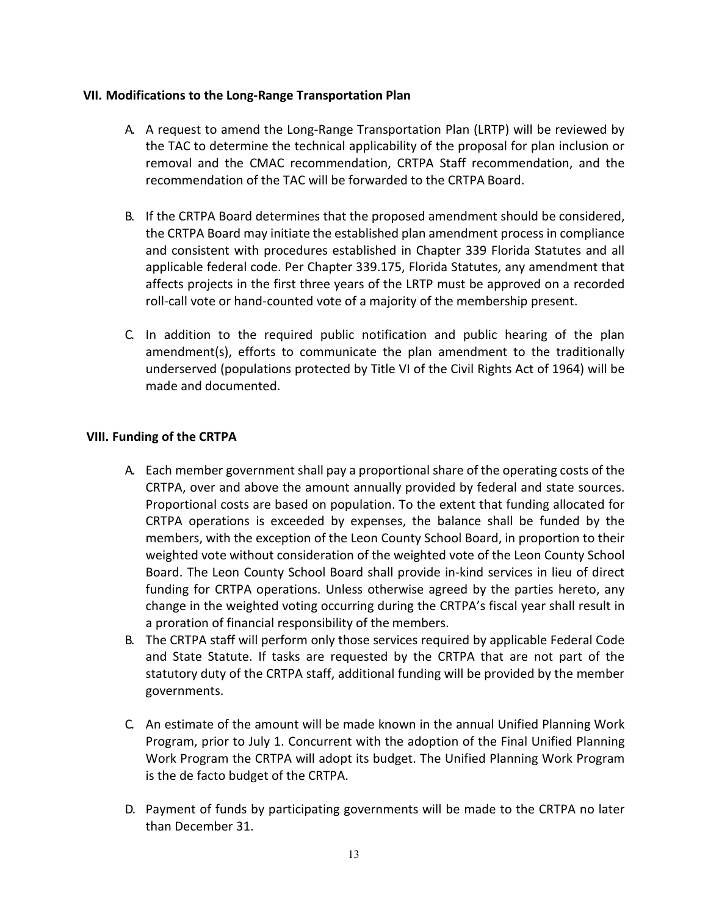## VII. Modifications to the Long-Range Transportation Plan

A. A request to amend the Long-Range Transportation Plan (LRTP) will be reviewed by the TAC to determine the technical applicability of the proposal for plan inclusion or removal and the CMAC recommendation, CRTPA Staff recommendation, and the recommendation of the TAC will be forwarded to the CRTPA Board.

B. If the CRTPA Board determines that the proposed amendment should be considered, the CRTPA Board may initiate the established plan amendment process in compliance and consistent with procedures established in Chapter 339 Florida Statutes and all applicable federal code. Per Chapter 339.175, Florida Statutes, any amendment that affects projects in the first three years of the LRTP must be approved on a recorded roll-call vote or hand-counted vote of a majority of the membership present.

C. In addition to the required public notification and public hearing of the plan amendment(s), efforts to communicate the plan amendment to the traditionally underserved (populations protected by Title VI of the Civil Rights Act of 1964) will be made and documented.

## VIII. Funding of the CRTPA

A. Each member government shall pay a proportional share of the operating costs of the CRTPA, over and above the amount annually provided by federal and state sources. Proportional costs are based on population. To the extent that funding allocated for CRTPA operations is exceeded by expenses, the balance shall be funded by the members, with the exception of the Leon County School Board, in proportion to their weighted vote without consideration of the weighted vote of the Leon County School Board. The Leon County School Board shall provide in-kind services in lieu of direct funding for CRTPA operations. Unless otherwise agreed by the parties hereto, any change in the weighted voting occurring during the CRTPA's fiscal year shall result in a proration of financial responsibility of the members.

B. The CRTPA staff will perform only those services required by applicable Federal Code and State Statute. If tasks are requested by the CRTPA that are not part of the statutory duty of the CRTPA staff, additional funding will be provided by the member governments.

C. An estimate of the amount will be made known in the annual Unified Planning Work Program, prior to July 1. Concurrent with the adoption of the Final Unified Planning Work Program the CRTPA will adopt its budget. The Unified Planning Work Program is the de facto budget of the CRTPA.

D. Payment of funds by participating governments will be made to the CRTPA no later than December 31.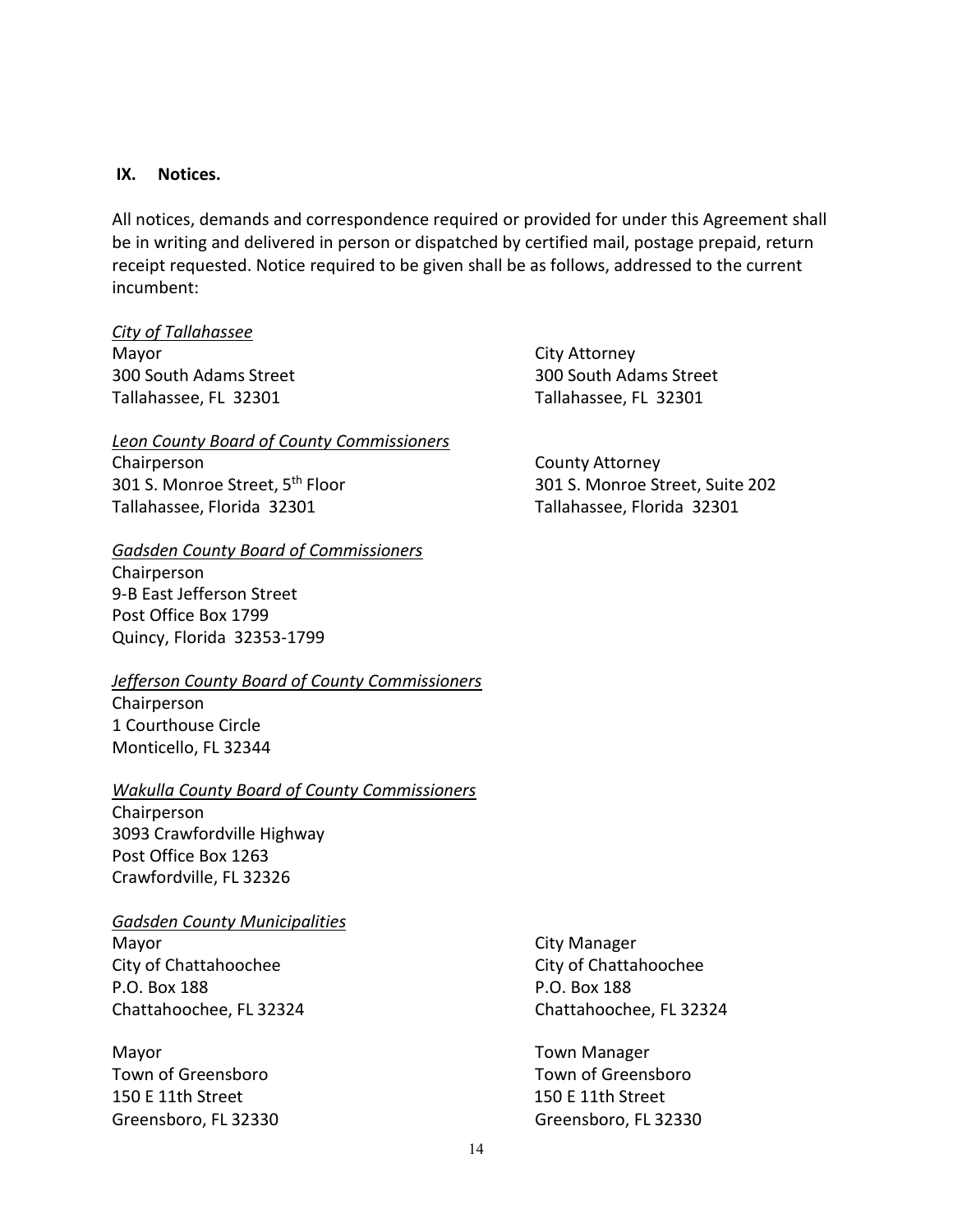## IX. Notices.

All notices, demands and correspondence required or provided for under this Agreement shall be in writing and delivered in person or dispatched by certified mail, postage prepaid, return receipt requested. Notice required to be given shall be as follows, addressed to the current incumbent:

*City of Tallahassee*

Mayor
300 South Adams Street
Tallahassee, FL 32301

City Attorney
300 South Adams Street
Tallahassee, FL 32301

*Leon County Board of County Commissioners*

Chairperson
301 S. Monroe Street, 5th Floor
Tallahassee, Florida 32301

County Attorney
301 S. Monroe Street, Suite 202
Tallahassee, Florida 32301

*Gadsden County Board of Commissioners*

Chairperson
9-B East Jefferson Street
Post Office Box 1799
Quincy, Florida 32353-1799

*Jefferson County Board of County Commissioners*

Chairperson
1 Courthouse Circle
Monticello, FL 32344

*Wakulla County Board of County Commissioners*

Chairperson
3093 Crawfordville Highway
Post Office Box 1263
Crawfordville, FL 32326

*Gadsden County Municipalities*

Mayor
City of Chattahoochee
P.O. Box 188
Chattahoochee, FL 32324

City Manager
City of Chattahoochee
P.O. Box 188
Chattahoochee, FL 32324

Mayor
Town of Greensboro
150 E 11th Street
Greensboro, FL 32330

Town Manager
Town of Greensboro
150 E 11th Street
Greensboro, FL 32330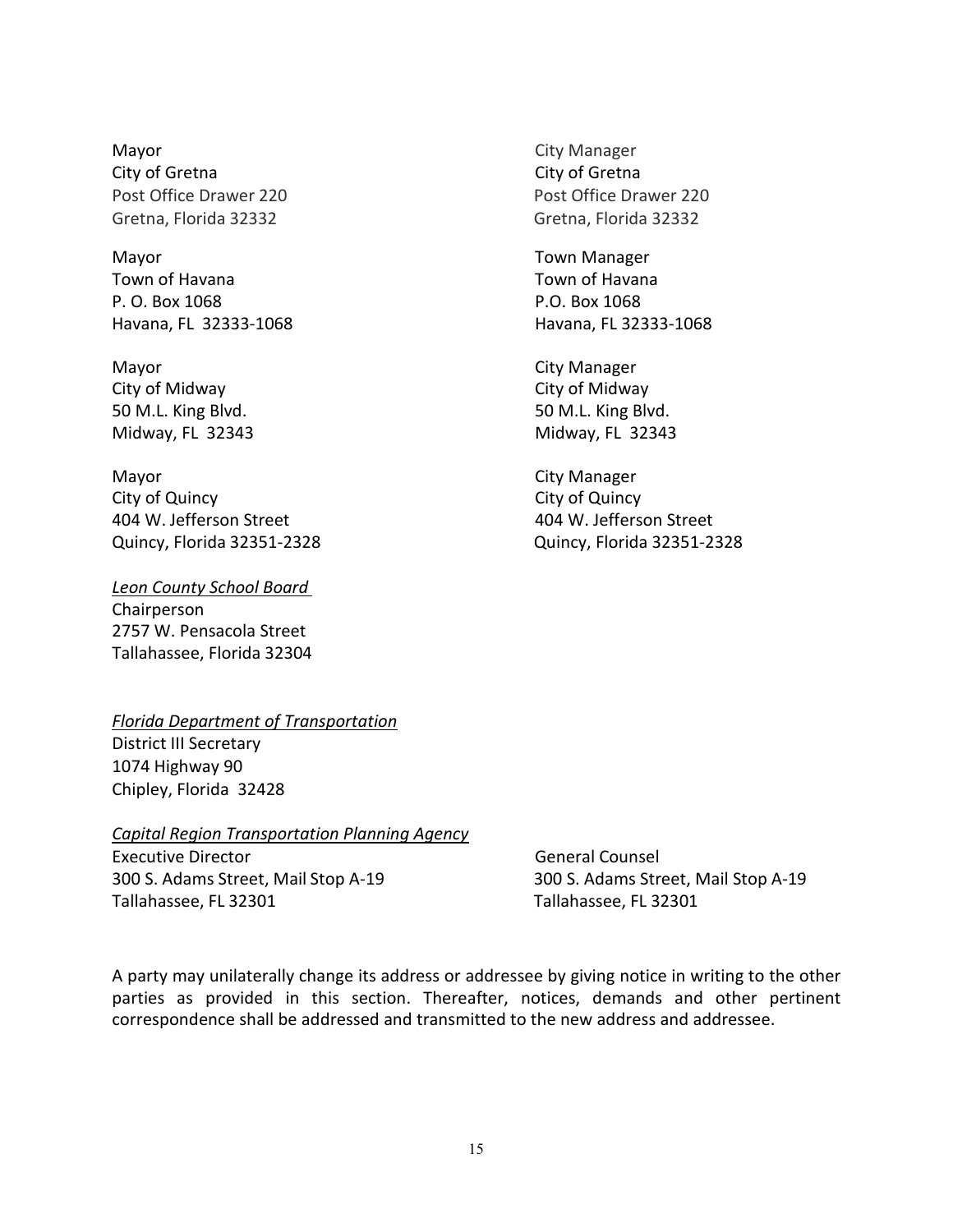Mayor
City of Gretna
Post Office Drawer 220
Gretna, Florida 32332

City Manager
City of Gretna
Post Office Drawer 220
Gretna, Florida 32332

Mayor
Town of Havana
P. O. Box 1068
Havana, FL 32333-1068

Town Manager
Town of Havana
P.O. Box 1068
Havana, FL 32333-1068

Mayor
City of Midway
50 M.L. King Blvd.
Midway, FL 32343

City Manager
City of Midway
50 M.L. King Blvd.
Midway, FL 32343

Mayor
City of Quincy
404 W. Jefferson Street
Quincy, Florida 32351-2328

City Manager
City of Quincy
404 W. Jefferson Street
Quincy, Florida 32351-2328

*Leon County School Board*
Chairperson
2757 W. Pensacola Street
Tallahassee, Florida 32304

*Florida Department of Transportation*
District III Secretary
1074 Highway 90
Chipley, Florida 32428

*Capital Region Transportation Planning Agency*
Executive Director
300 S. Adams Street, Mail Stop A-19
Tallahassee, FL 32301

General Counsel
300 S. Adams Street, Mail Stop A-19
Tallahassee, FL 32301

A party may unilaterally change its address or addressee by giving notice in writing to the other parties as provided in this section. Thereafter, notices, demands and other pertinent correspondence shall be addressed and transmitted to the new address and addressee.